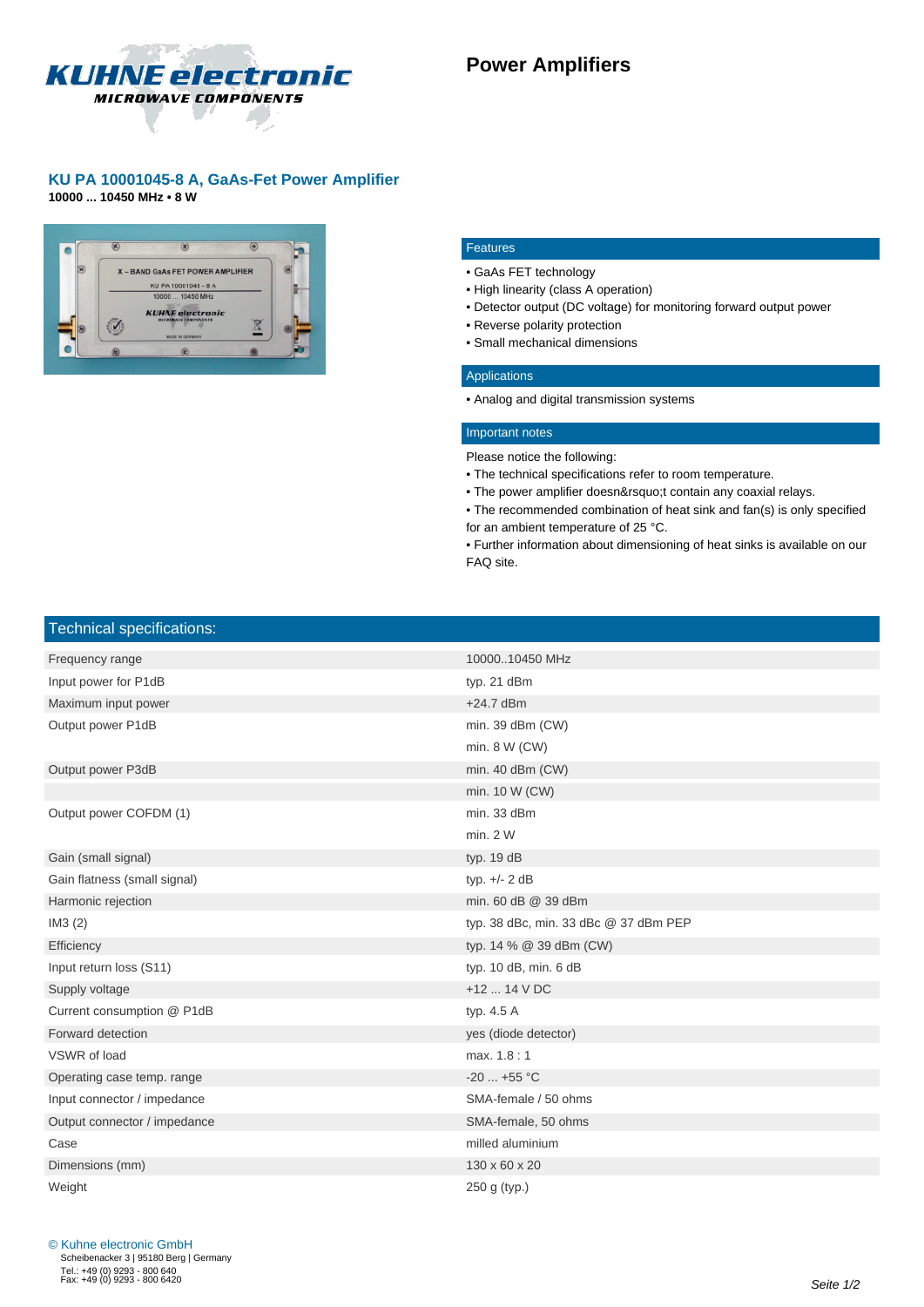# Power Amplifiers

## KU PA 10001045-8 A, GaAs-Fet Power Amplifier

**10000 ... 10450 MHz • 8 W**

### Features

- GaAs FET technology
- High linearity (class A operation)
- Detector output (DC voltage) for monitoring forward output power
- Reverse polarity protection
- Small mechanical dimensions

### Applications

- Analog and digital transmission systems

### Important notes

Please notice the following:

- The technical specifications refer to room temperature.
- The power amplifier doesn&rsquo;t contain any coaxial relays.
- The recommended combination of heat sink and fan(s) is only specified for an ambient temperature of 25 °C.
- Further information about dimensioning of heat sinks is available on our FAQ site.

## Technical specifications:

| | |
|---|---|
| Frequency range | 10000..10450 MHz |
| Input power for P1dB | typ. 21 dBm |
| Maximum input power | +24.7 dBm |
| Output power P1dB | min. 39 dBm (CW) |
| | min. 8 W (CW) |
| Output power P3dB | min. 40 dBm (CW) |
| | min. 10 W (CW) |
| Output power COFDM (1) | min. 33 dBm |
| | min. 2 W |
| Gain (small signal) | typ. 19 dB |
| Gain flatness (small signal) | typ. +/- 2 dB |
| Harmonic rejection | min. 60 dB @ 39 dBm |
| IM3 (2) | typ. 38 dBc, min. 33 dBc @ 37 dBm PEP |
| Efficiency | typ. 14 % @ 39 dBm (CW) |
| Input return loss (S11) | typ. 10 dB, min. 6 dB |
| Supply voltage | +12 ... 14 V DC |
| Current consumption @ P1dB | typ. 4.5 A |
| Forward detection | yes (diode detector) |
| VSWR of load | max. 1.8 : 1 |
| Operating case temp. range | -20 ... +55 °C |
| Input connector / impedance | SMA-female / 50 ohms |
| Output connector / impedance | SMA-female, 50 ohms |
| Case | milled aluminium |
| Dimensions (mm) | 130 x 60 x 20 |
| Weight | 250 g (typ.) |

© Kuhne electronic GmbH
Scheibenacker 3 | 95180 Berg | Germany
Tel.: +49 (0) 9293 - 800 640
Fax: +49 (0) 9293 - 800 6420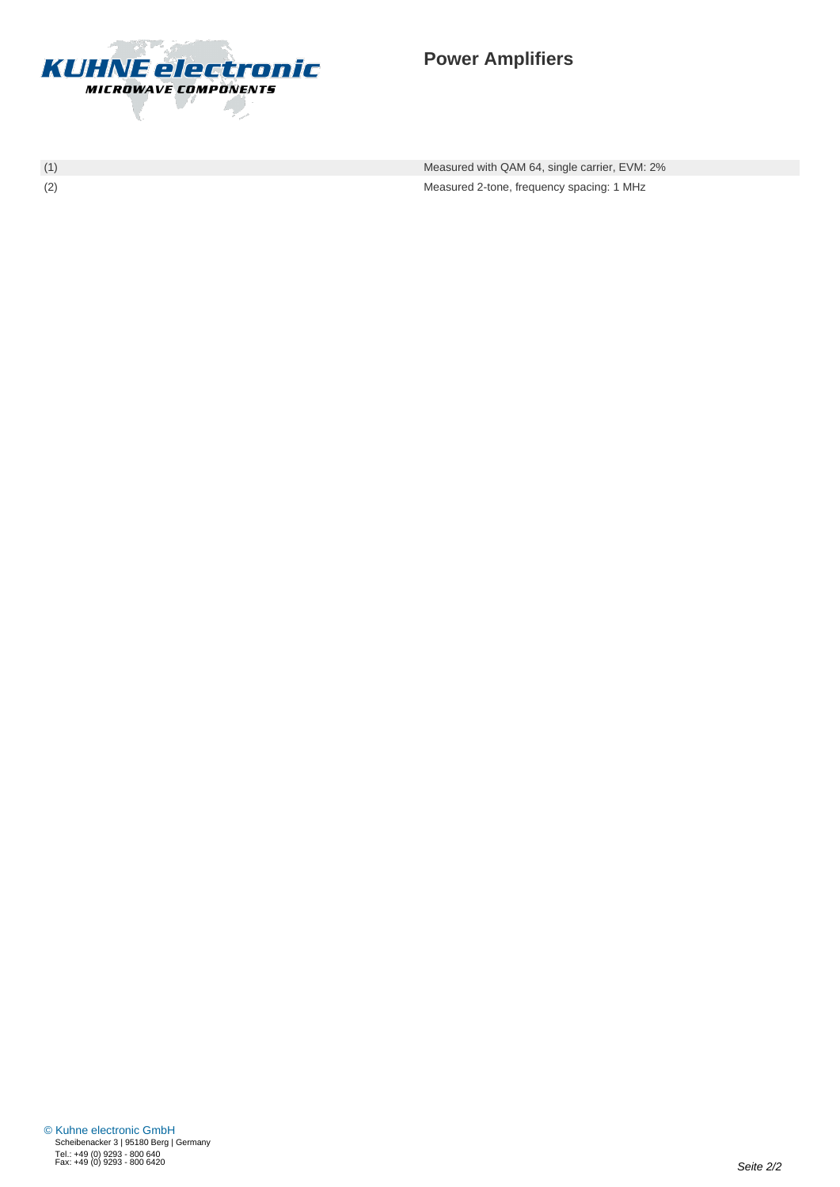| | |
|---|---|
| (1) | Measured with QAM 64, single carrier, EVM: 2% |
| (2) | Measured 2-tone, frequency spacing: 1 MHz |

© Kuhne electronic GmbH
Scheibenacker 3 | 95180 Berg | Germany
Tel.: +49 (0) 9293 - 800 640
Fax: +49 (0) 9293 - 800 6420